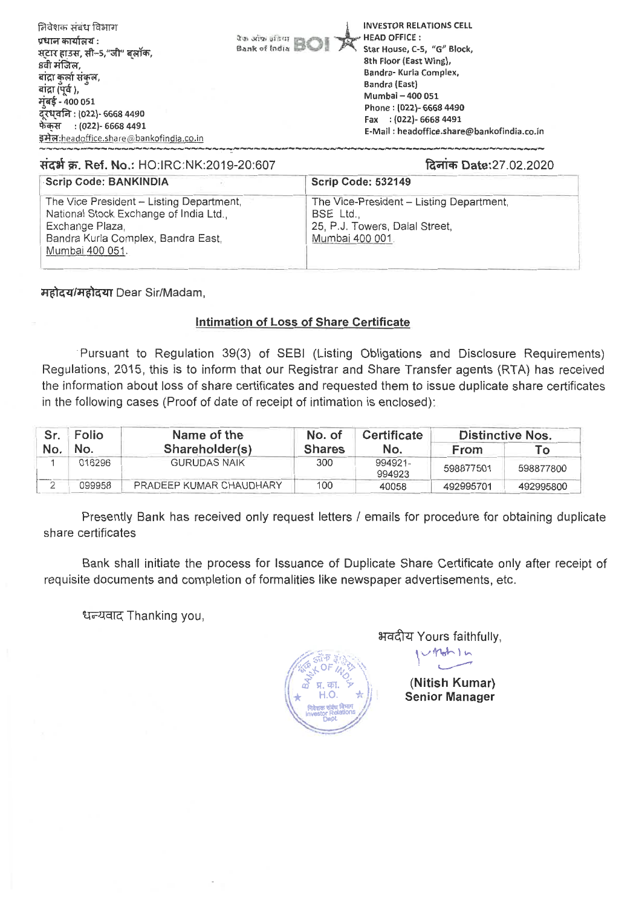निवेशक संबंध विभाग
प्रधान कार्यालय :
स्टार हाउस, सी-5,"जी" ब्लॉक,
8वी मंजिल,
बांद्रा कुर्ला संकुल,
बांद्रा (पूर्व ),
मुंबई - 400 051
दूरध्वनि : (022)- 6668 4490
फैक्स : (022)- 6668 4491
इमेल:headoffice.share@bankofindia.co.in

बैंक ऑफ इंडिया Bank of India BOI

INVESTOR RELATIONS CELL
HEAD OFFICE :
Star House, C-5, "G" Block,
8th Floor (East Wing),
Bandra- Kurla Complex,
Bandra (East)
Mumbai – 400 051
Phone : (022)- 6668 4490
Fax : (022)- 6668 4491
E-Mail : headoffice.share@bankofindia.co.in

संदर्भ क्र. Ref. No.: HO:IRC:NK:2019-20:607

दिनांक Date:27.02.2020

| Scrip Code: BANKINDIA | Scrip Code: 532149 |
|---|---|
| The Vice President – Listing Department, National Stock Exchange of India Ltd., Exchange Plaza, Bandra Kurla Complex, Bandra East, Mumbai 400 051. | The Vice-President – Listing Department, BSE Ltd., 25, P.J. Towers, Dalal Street, Mumbai 400 001. |

महोदय/महोदया Dear Sir/Madam,

**Intimation of Loss of Share Certificate**

Pursuant to Regulation 39(3) of SEBI (Listing Obligations and Disclosure Requirements) Regulations, 2015, this is to inform that our Registrar and Share Transfer agents (RTA) has received the information about loss of share certificates and requested them to issue duplicate share certificates in the following cases (Proof of date of receipt of intimation is enclosed):

| Sr. No. | Folio No. | Name of the Shareholder(s) | No. of Shares | Certificate No. | Distinctive Nos. | |
|---|---|---|---|---|---|---|
| | | | | | From | To |
| 1 | 016296 | GURUDAS NAIK | 300 | 994921-994923 | 598877501 | 598877800 |
| 2 | 099958 | PRADEEP KUMAR CHAUDHARY | 100 | 40058 | 492995701 | 492995800 |

Presently Bank has received only request letters / emails for procedure for obtaining duplicate share certificates

Bank shall initiate the process for Issuance of Duplicate Share Certificate only after receipt of requisite documents and completion of formalities like newspaper advertisements, etc.

धन्यवाद Thanking you,

भवदीय Yours faithfully,

**(Nitish Kumar)**
**Senior Manager**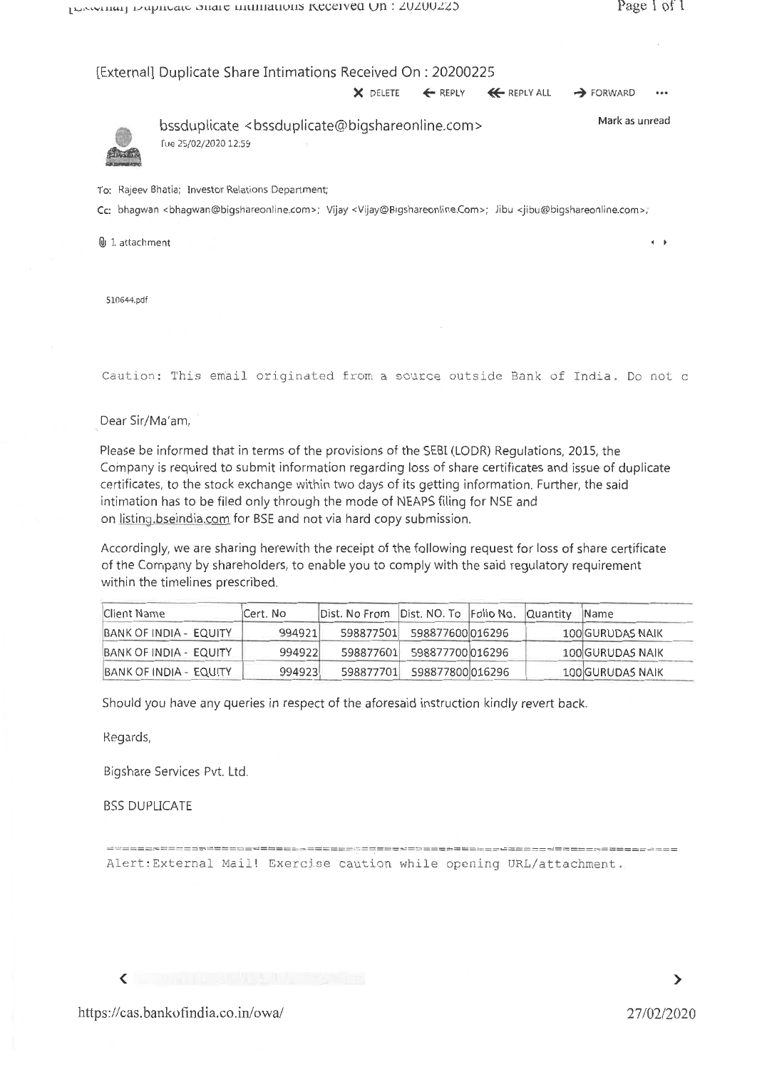# [External] Duplicate Share Intimations Received On : 20200225

DELETE ← REPLY ≪ REPLY ALL → FORWARD ...

bssduplicate <bssduplicate@bigshareonline.com>

Tue 25/02/2020 12:59

Mark as unread

To: Rajeev Bhatia; Investor Relations Department;

Cc: bhagwan <bhagwan@bigshareonline.com>; Vijay <Vijay@Bigshareonline.Com>; Jibu <jibu@bigshareonline.com>;

1 attachment

510644.pdf

Caution: This email originated from a source outside Bank of India. Do not c

Dear Sir/Ma'am,

Please be informed that in terms of the provisions of the SEBI (LODR) Regulations, 2015, the Company is required to submit information regarding loss of share certificates and issue of duplicate certificates, to the stock exchange within two days of its getting information. Further, the said intimation has to be filed only through the mode of NEAPS filing for NSE and on listing.bseindia.com for BSE and not via hard copy submission.

Accordingly, we are sharing herewith the receipt of the following request for loss of share certificate of the Company by shareholders, to enable you to comply with the said regulatory requirement within the timelines prescribed.

| Client Name | Cert. No | Dist. No From | Dist. NO. To | Folio No. | Quantity | Name |
|---|---|---|---|---|---|---|
| BANK OF INDIA - EQUITY | 994921 | 598877501 | 598877600 | 016296 | 100 | GURUDAS NAIK |
| BANK OF INDIA - EQUITY | 994922 | 598877601 | 598877700 | 016296 | 100 | GURUDAS NAIK |
| BANK OF INDIA - EQUITY | 994923 | 598877701 | 598877800 | 016296 | 100 | GURUDAS NAIK |

Should you have any queries in respect of the aforesaid instruction kindly revert back.

Regards,

Bigshare Services Pvt. Ltd.

BSS DUPLICATE

Alert:External Mail! Exercise caution while opening URL/attachment.

https://cas.bankofindia.co.in/owa/

27/02/2020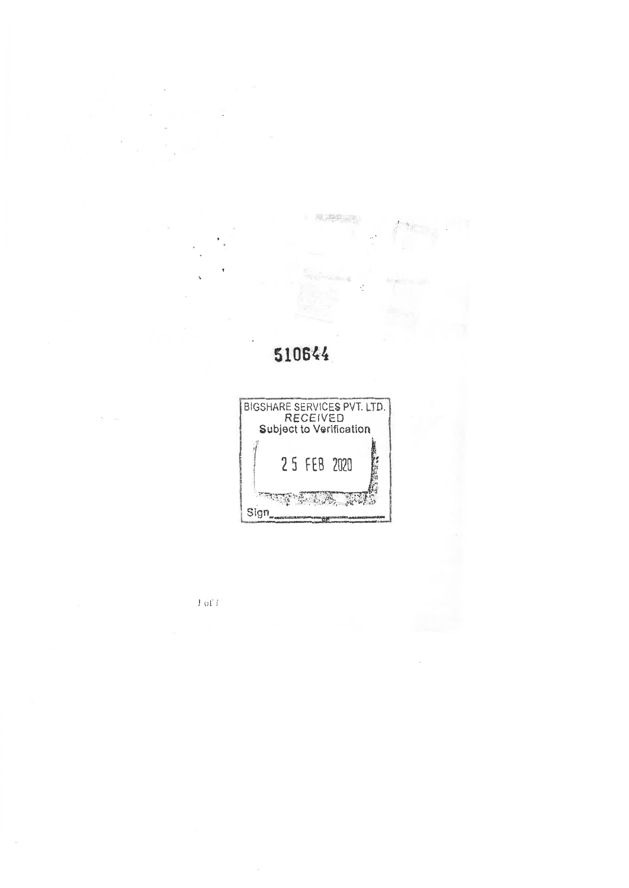510644

BIGSHARE SERVICES PVT. LTD.
RECEIVED
Subject to Verification

25 FEB 2020

Sign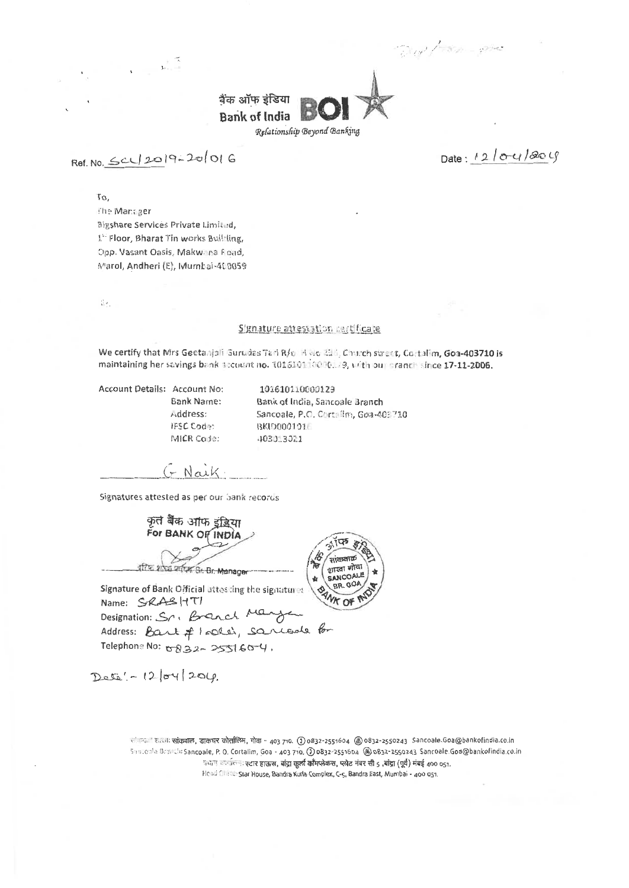बैंक ऑफ इंडिया
**Bank of India** BOI

*Relationship Beyond Banking*

Ref. No. SCL/2019-20/016

Date : 12/04/2019

To,
The Manager
Bigshare Services Private Limited,
1st Floor, Bharat Tin works Building,
Opp. Vasant Oasis, Makwana Road,
Marol, Andheri (E), Mumbai-400059

Sir,

## Signature attestation certificate

We certify that Mrs Geetanjali Surudas Tari R/o H No. 42, Church street, Cortalim, Goa-403710 is maintaining her savings bank account no. 101610110000129, with our branch since 17-11-2006.

| Account Details: | Account No: | 101610110000129 |
|---|---|---|
| | Bank Name: | Bank of India, Sancoale Branch |
| | Address: | Sancoale, P.O. Cortalim, Goa-403710 |
| | IFSC Code: | BKID0001016 |
| | MICR Code: | 403013021 |

G Naik

Signatures attested as per our bank records

कृते बैंक ऑफ इंडिया
For BANK OF INDIA

वरिष्ठ शाखा प्रबंधक Sr. Br. Manager

Signature of Bank Official attesting the signature
Name: SRABHTI
Designation: Sr. Branch Manager
Address: Bank of India, Sancoale Br
Telephone No: 0832-2551604.

Date:- 12/04/2019.

सांकवाल शाखा: सांकवाल, डाकघर कोर्तालिम, गोवा - 403 710. 0832-2551604 0832-2550243 Sancoale.Goa@bankofindia.co.in
Sancoale Branch: Sancoale, P. O. Cortalim, Goa - 403 710. 0832-2551604 0832-2550243 Sancoale.Goa@bankofindia.co.in
प्रधान कार्यालय: स्टार हाऊस, बांद्रा कुर्ला कॉम्पलेक्स, प्लॉट नंबर सी 5, बांद्रा (पूर्व) मंबई 400 051.
Head Office: Star House, Bandra Kurla Complex, C-5, Bandra East, Mumbai - 400 051.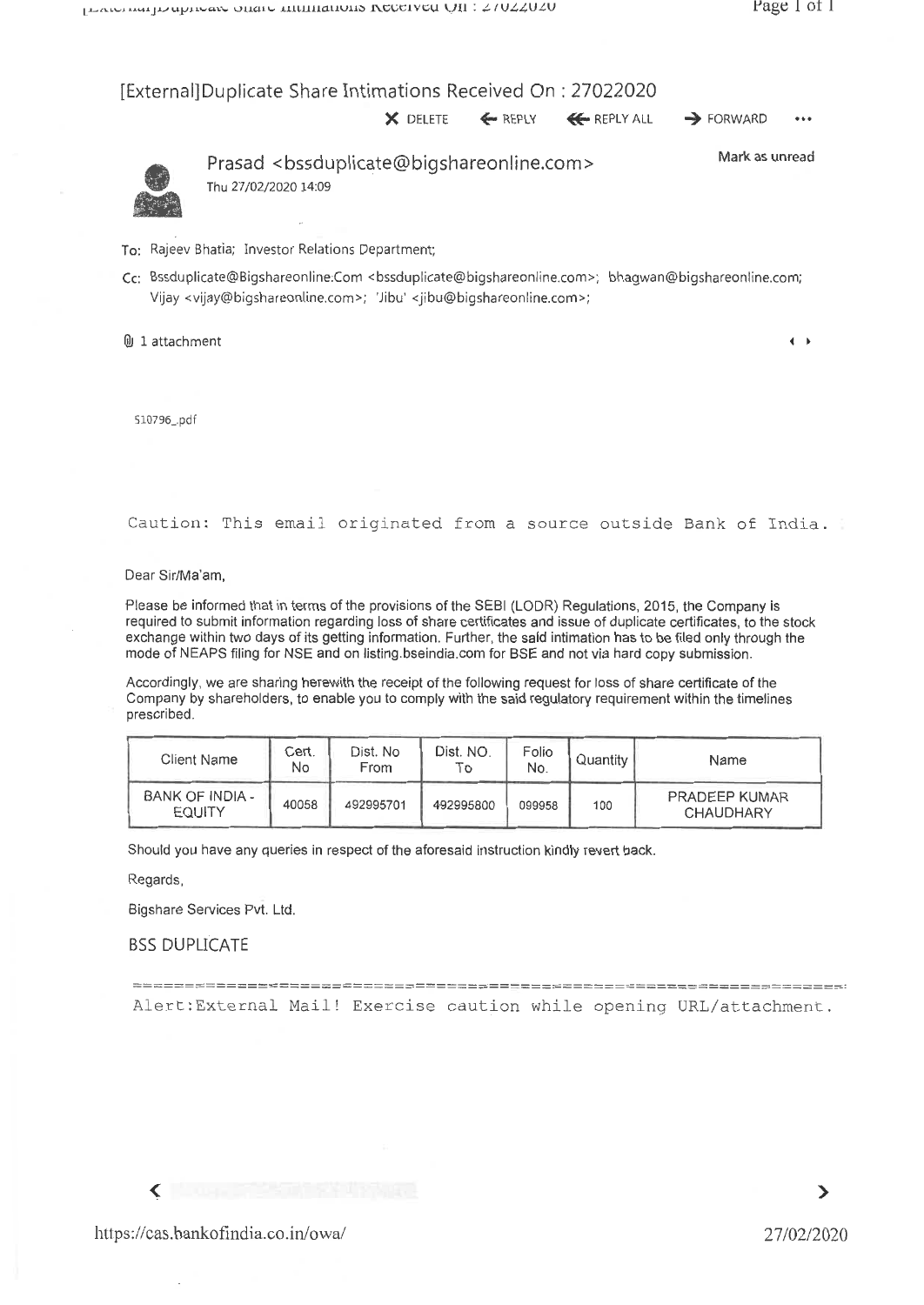## [External]Duplicate Share Intimations Received On : 27022020

DELETE   REPLY   REPLY ALL   FORWARD   ...

Prasad <bssduplicate@bigshareonline.com>
Thu 27/02/2020 14:09

Mark as unread

To: Rajeev Bhatia; Investor Relations Department;

Cc: Bssduplicate@Bigshareonline.Com <bssduplicate@bigshareonline.com>; bhagwan@bigshareonline.com; Vijay <vijay@bigshareonline.com>; 'Jibu' <jibu@bigshareonline.com>;

1 attachment

510796_.pdf

```
Caution: This email originated from a source outside Bank of India.
```

Dear Sir/Ma'am,

Please be informed that in terms of the provisions of the SEBI (LODR) Regulations, 2015, the Company is required to submit information regarding loss of share certificates and issue of duplicate certificates, to the stock exchange within two days of its getting information. Further, the said intimation has to be filed only through the mode of NEAPS filing for NSE and on listing.bseindia.com for BSE and not via hard copy submission.

Accordingly, we are sharing herewith the receipt of the following request for loss of share certificate of the Company by shareholders, to enable you to comply with the said regulatory requirement within the timelines prescribed.

| Client Name | Cert. No | Dist. No From | Dist. NO. To | Folio No. | Quantity | Name |
|---|---|---|---|---|---|---|
| BANK OF INDIA - EQUITY | 40058 | 492995701 | 492995800 | 099958 | 100 | PRADEEP KUMAR CHAUDHARY |

Should you have any queries in respect of the aforesaid instruction kindly revert back.

Regards,

Bigshare Services Pvt. Ltd.

BSS DUPLICATE

```
Alert:External Mail! Exercise caution while opening URL/attachment.
```

https://cas.bankofindia.co.in/owa/

27/02/2020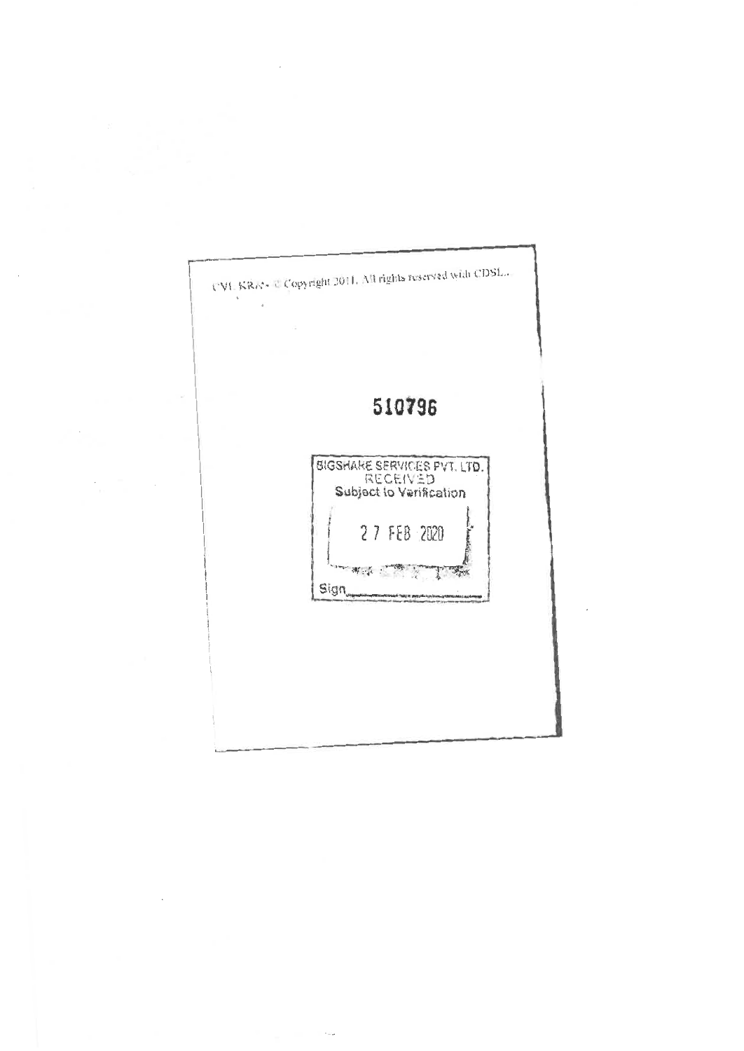CVL KRA - © Copyright 2011. All rights reserved with CDSL.

**510796**

BIGSHARE SERVICES PVT. LTD.
RECEIVED
Subject to Verification

27 FEB 2020

Sign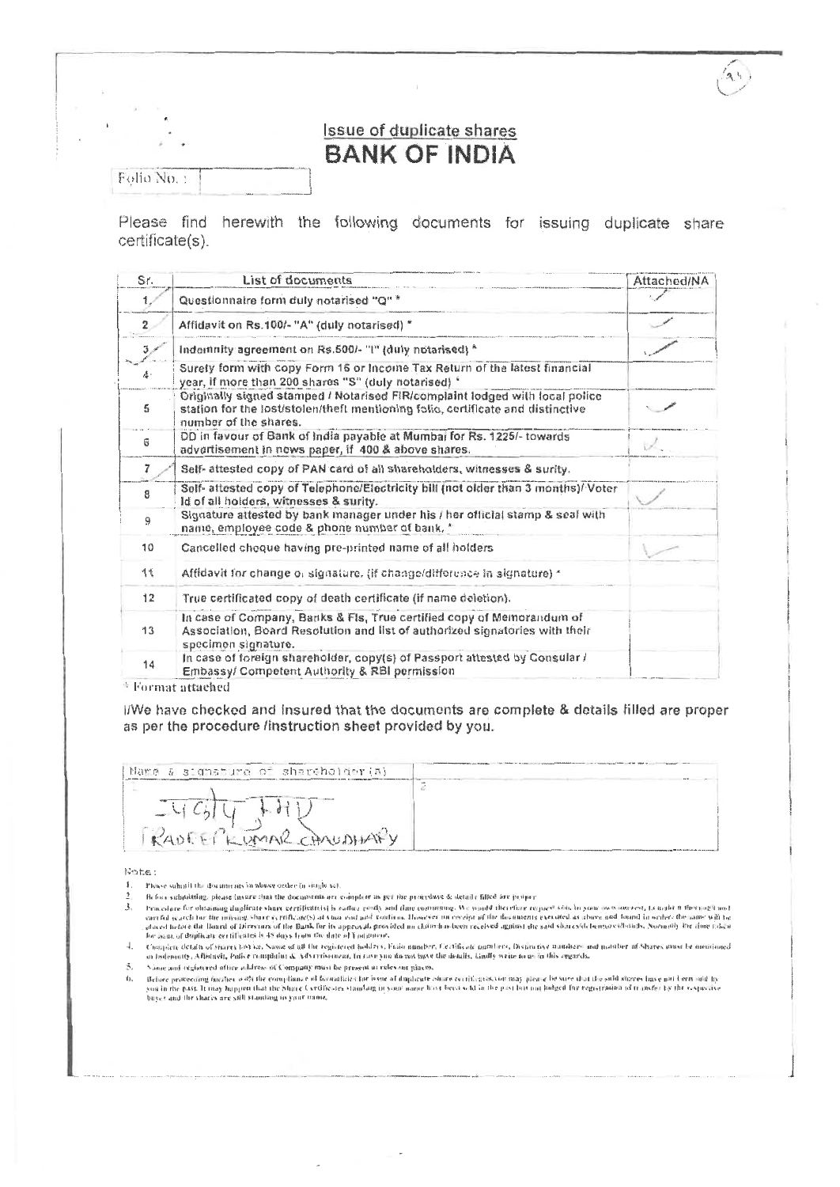## Issue of duplicate shares

# BANK OF INDIA

Folio No. :

Please find herewith the following documents for issuing duplicate share certificate(s).

| Sr. | List of documents | Attached/NA |
|---|---|---|
| 1 | Questionnaire form duly notarised "Q" * | ✓ |
| 2 | Affidavit on Rs.100/- "A" (duly notarised) * | ✓ |
| 3 | Indemnity agreement on Rs.500/- "I" (duly notarised) * | ✓ |
| 4 | Surety form with copy Form 16 or Income Tax Return of the latest financial year, if more than 200 shares "S" (duly notarised) * | |
| 5 | Originally signed stamped / Notarised FIR/complaint lodged with local police station for the lost/stolen/theft mentioning folio, certificate and distinctive number of the shares. | ✓ |
| 6 | DD in favour of Bank of India payable at Mumbai for Rs. 1225/- towards advertisement in news paper, if 400 & above shares. | ✓ |
| 7 | Self- attested copy of PAN card of all shareholders, witnesses & surity. | |
| 8 | Self- attested copy of Telephone/Electricity bill (not older than 3 months)/ Voter Id of all holders, witnesses & surity. | ✓ |
| 9 | Signature attested by bank manager under his / her official stamp & seal with name, employee code & phone number of bank. * | |
| 10 | Cancelled cheque having pre-printed name of all holders | ✓ |
| 11 | Affidavit for change of signature. (if change/difference in signature) * | |
| 12 | True certificated copy of death certificate (if name deletion). | |
| 13 | In case of Company, Banks & FIs, True certified copy of Memorandum of Association, Board Resolution and list of authorized signatories with their specimen signature. | |
| 14 | In case of foreign shareholder, copy(s) of Passport attested by Consular / Embassy/ Competent Authority & RBI permission | |

* Format attached

I/We have checked and insured that the documents are complete & details filled are proper as per the procedure /instruction sheet provided by you.

| Name & signature of shareholder(s) | |
|---|---|
| 1 (signature) PRADEEP KUMAR CHAUDHARY | 2 |

Note :

1. Please submit the documents in above order in single set.
2. Before submitting, please insure that the documents are complete as per the procedure & details filled are proper.
3. Procedure for obtaining duplicate share certificate(s) is rather costly and time consuming. We would therefore request you in your own interest, to make a thorough and careful search for the missing share certificate(s) at your end and confirm. However on receipt of the documents executed as above and found in order, the same will be placed before the Board of Directors of the Bank for its approval, provided no claim has been received against the said shares/debentures/bonds. Normally the time taken for issue of duplicate certificates is 45 days from the date of lodgement.
4. Complete details of shares lost viz. Name of all the registered holders, Folio number, Certificate numbers, Distinctive numbers and number of Shares must be mentioned in Indemnity, Affidavit, Police complaint & Advertisement. In case you do not have the details, kindly write to us in this regards.
5. Name and registered office address of Company must be present at relevant places.
6. Before proceeding further with the compliance of formalities for issue of duplicate share certificate you may please be sure that the said shares have not been sold by you in the past. It may happen that the Share Certificates standing in your name have been sold in the past but not lodged for registration of transfer by the respective buyer and the shares are still standing in your name.